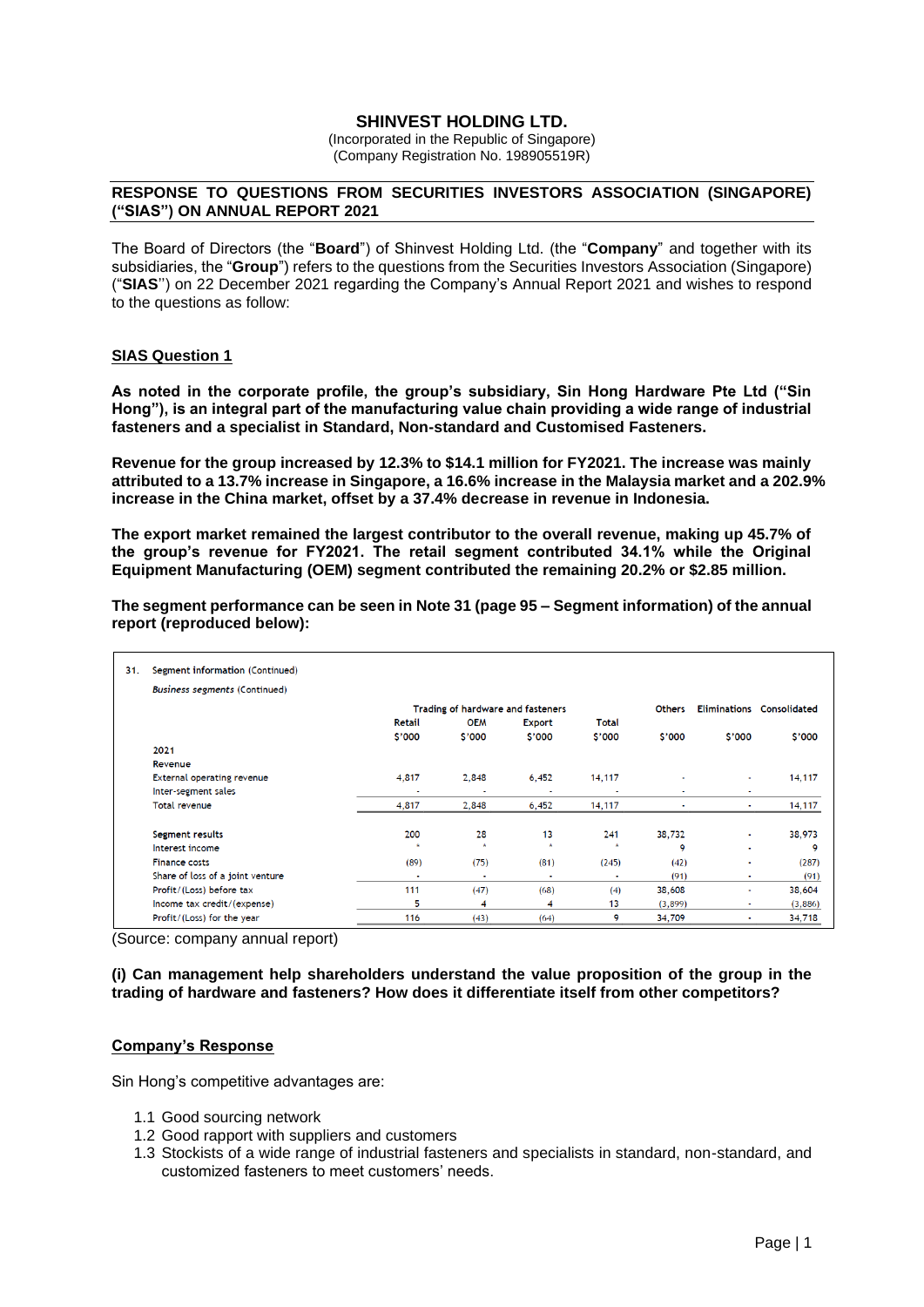# SHINVEST HOLDING LTD.

(Incorporated in the Republic of Singapore)
(Company Registration No. 198905519R)

## RESPONSE TO QUESTIONS FROM SECURITIES INVESTORS ASSOCIATION (SINGAPORE) ("SIAS") ON ANNUAL REPORT 2021

The Board of Directors (the "**Board**") of Shinvest Holding Ltd. (the "**Company**" and together with its subsidiaries, the "**Group**") refers to the questions from the Securities Investors Association (Singapore) ("**SIAS**") on 22 December 2021 regarding the Company's Annual Report 2021 and wishes to respond to the questions as follow:

### SIAS Question 1

**As noted in the corporate profile, the group's subsidiary, Sin Hong Hardware Pte Ltd ("Sin Hong"), is an integral part of the manufacturing value chain providing a wide range of industrial fasteners and a specialist in Standard, Non-standard and Customised Fasteners.**

**Revenue for the group increased by 12.3% to $14.1 million for FY2021. The increase was mainly attributed to a 13.7% increase in Singapore, a 16.6% increase in the Malaysia market and a 202.9% increase in the China market, offset by a 37.4% decrease in revenue in Indonesia.**

**The export market remained the largest contributor to the overall revenue, making up 45.7% of the group's revenue for FY2021. The retail segment contributed 34.1% while the Original Equipment Manufacturing (OEM) segment contributed the remaining 20.2% or $2.85 million.**

**The segment performance can be seen in Note 31 (page 95 – Segment information) of the annual report (reproduced below):**

31. Segment information (Continued)

*Business segments (Continued)*

| | Trading of hardware and fasteners | | | | Others | Eliminations | Consolidated |
|---|---|---|---|---|---|---|---|
| | Retail | OEM | Export | Total | | | |
| | $'000 | $'000 | $'000 | $'000 | $'000 | $'000 | $'000 |
| **2021** | | | | | | | |
| Revenue | | | | | | | |
| External operating revenue | 4,817 | 2,848 | 6,452 | 14,117 | - | - | 14,117 |
| Inter-segment sales | - | - | - | - | - | - | |
| Total revenue | 4,817 | 2,848 | 6,452 | 14,117 | - | - | 14,117 |
| | | | | | | | |
| Segment results | 200 | 28 | 13 | 241 | 38,732 | - | 38,973 |
| Interest income | * | * | * | * | 9 | - | 9 |
| Finance costs | (89) | (75) | (81) | (245) | (42) | - | (287) |
| Share of loss of a joint venture | - | - | - | - | (91) | - | (91) |
| Profit/(Loss) before tax | 111 | (47) | (68) | (4) | 38,608 | - | 38,604 |
| Income tax credit/(expense) | 5 | 4 | 4 | 13 | (3,899) | - | (3,886) |
| Profit/(Loss) for the year | 116 | (43) | (64) | 9 | 34,709 | - | 34,718 |

(Source: company annual report)

**(i) Can management help shareholders understand the value proposition of the group in the trading of hardware and fasteners? How does it differentiate itself from other competitors?**

### Company's Response

Sin Hong's competitive advantages are:

1.1 Good sourcing network
1.2 Good rapport with suppliers and customers
1.3 Stockists of a wide range of industrial fasteners and specialists in standard, non-standard, and customized fasteners to meet customers' needs.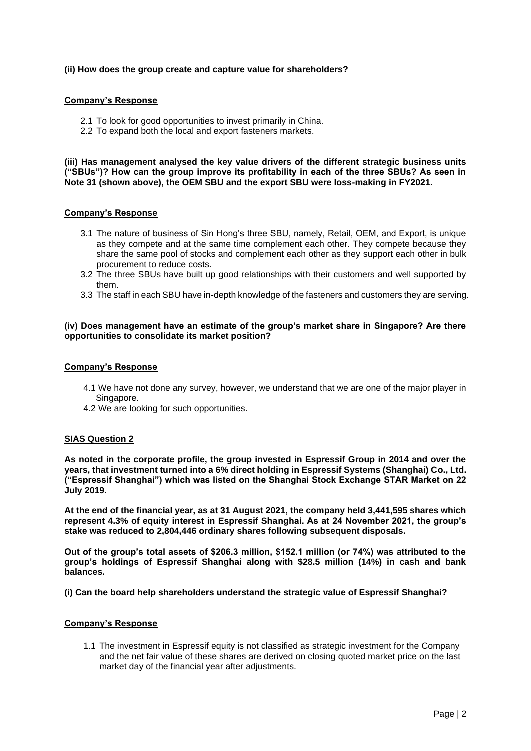**(ii) How does the group create and capture value for shareholders?**

**Company's Response**

2.1 To look for good opportunities to invest primarily in China.
2.2 To expand both the local and export fasteners markets.

**(iii) Has management analysed the key value drivers of the different strategic business units ("SBUs")? How can the group improve its profitability in each of the three SBUs? As seen in Note 31 (shown above), the OEM SBU and the export SBU were loss-making in FY2021.**

**Company's Response**

3.1 The nature of business of Sin Hong's three SBU, namely, Retail, OEM, and Export, is unique as they compete and at the same time complement each other. They compete because they share the same pool of stocks and complement each other as they support each other in bulk procurement to reduce costs.
3.2 The three SBUs have built up good relationships with their customers and well supported by them.
3.3 The staff in each SBU have in-depth knowledge of the fasteners and customers they are serving.

**(iv) Does management have an estimate of the group's market share in Singapore? Are there opportunities to consolidate its market position?**

**Company's Response**

4.1 We have not done any survey, however, we understand that we are one of the major player in Singapore.
4.2 We are looking for such opportunities.

**SIAS Question 2**

**As noted in the corporate profile, the group invested in Espressif Group in 2014 and over the years, that investment turned into a 6% direct holding in Espressif Systems (Shanghai) Co., Ltd. ("Espressif Shanghai") which was listed on the Shanghai Stock Exchange STAR Market on 22 July 2019.**

**At the end of the financial year, as at 31 August 2021, the company held 3,441,595 shares which represent 4.3% of equity interest in Espressif Shanghai. As at 24 November 2021, the group's stake was reduced to 2,804,446 ordinary shares following subsequent disposals.**

**Out of the group's total assets of $206.3 million, $152.1 million (or 74%) was attributed to the group's holdings of Espressif Shanghai along with $28.5 million (14%) in cash and bank balances.**

**(i) Can the board help shareholders understand the strategic value of Espressif Shanghai?**

**Company's Response**

1.1 The investment in Espressif equity is not classified as strategic investment for the Company and the net fair value of these shares are derived on closing quoted market price on the last market day of the financial year after adjustments.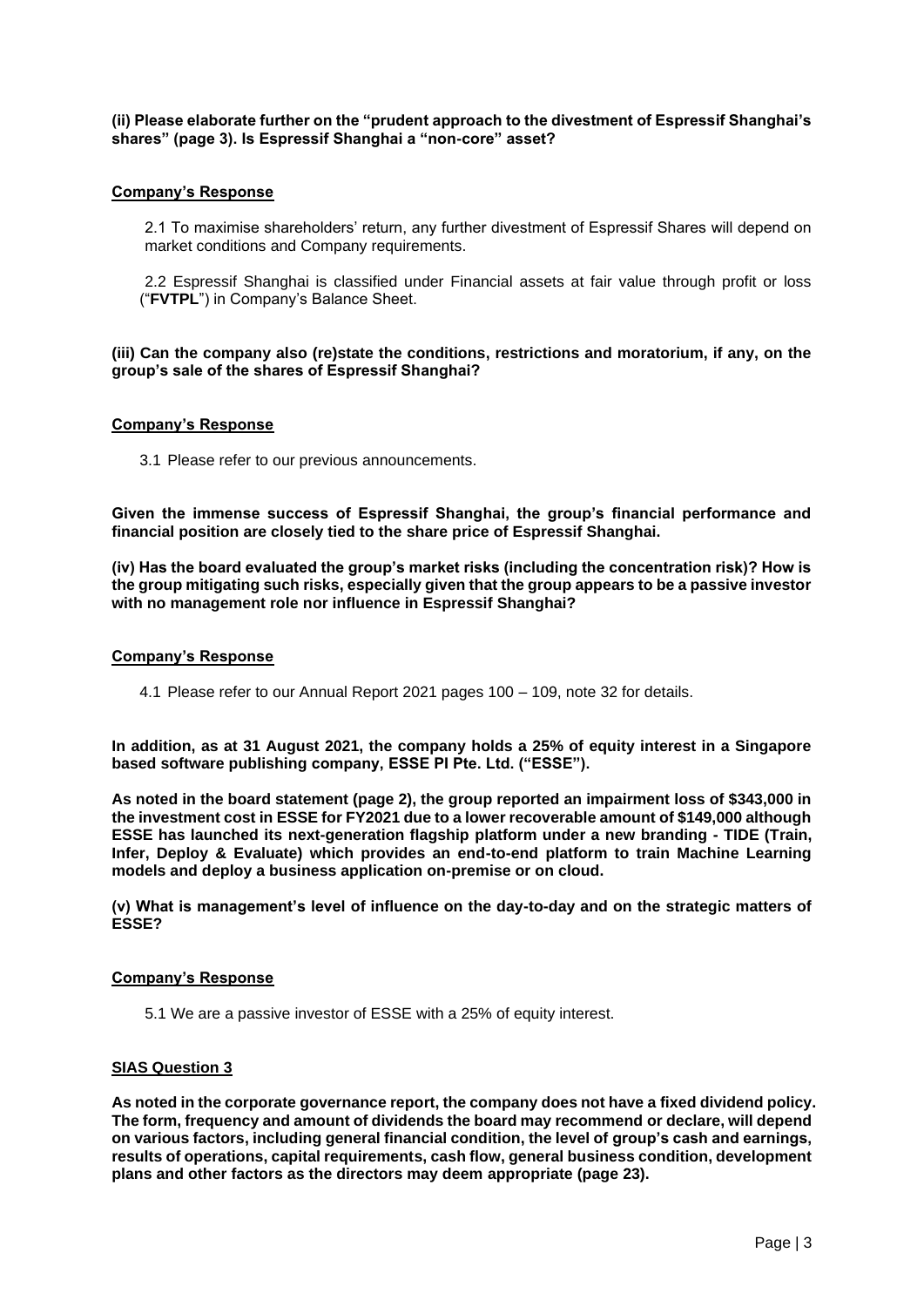**(ii) Please elaborate further on the "prudent approach to the divestment of Espressif Shanghai's shares" (page 3). Is Espressif Shanghai a "non-core" asset?**

**Company's Response**

2.1 To maximise shareholders' return, any further divestment of Espressif Shares will depend on market conditions and Company requirements.

2.2 Espressif Shanghai is classified under Financial assets at fair value through profit or loss ("**FVTPL**") in Company's Balance Sheet.

**(iii) Can the company also (re)state the conditions, restrictions and moratorium, if any, on the group's sale of the shares of Espressif Shanghai?**

**Company's Response**

3.1 Please refer to our previous announcements.

**Given the immense success of Espressif Shanghai, the group's financial performance and financial position are closely tied to the share price of Espressif Shanghai.**

**(iv) Has the board evaluated the group's market risks (including the concentration risk)? How is the group mitigating such risks, especially given that the group appears to be a passive investor with no management role nor influence in Espressif Shanghai?**

**Company's Response**

4.1 Please refer to our Annual Report 2021 pages 100 – 109, note 32 for details.

**In addition, as at 31 August 2021, the company holds a 25% of equity interest in a Singapore based software publishing company, ESSE PI Pte. Ltd. ("ESSE").**

**As noted in the board statement (page 2), the group reported an impairment loss of $343,000 in the investment cost in ESSE for FY2021 due to a lower recoverable amount of $149,000 although ESSE has launched its next-generation flagship platform under a new branding - TIDE (Train, Infer, Deploy & Evaluate) which provides an end-to-end platform to train Machine Learning models and deploy a business application on-premise or on cloud.**

**(v) What is management's level of influence on the day-to-day and on the strategic matters of ESSE?**

**Company's Response**

5.1 We are a passive investor of ESSE with a 25% of equity interest.

**SIAS Question 3**

**As noted in the corporate governance report, the company does not have a fixed dividend policy. The form, frequency and amount of dividends the board may recommend or declare, will depend on various factors, including general financial condition, the level of group's cash and earnings, results of operations, capital requirements, cash flow, general business condition, development plans and other factors as the directors may deem appropriate (page 23).**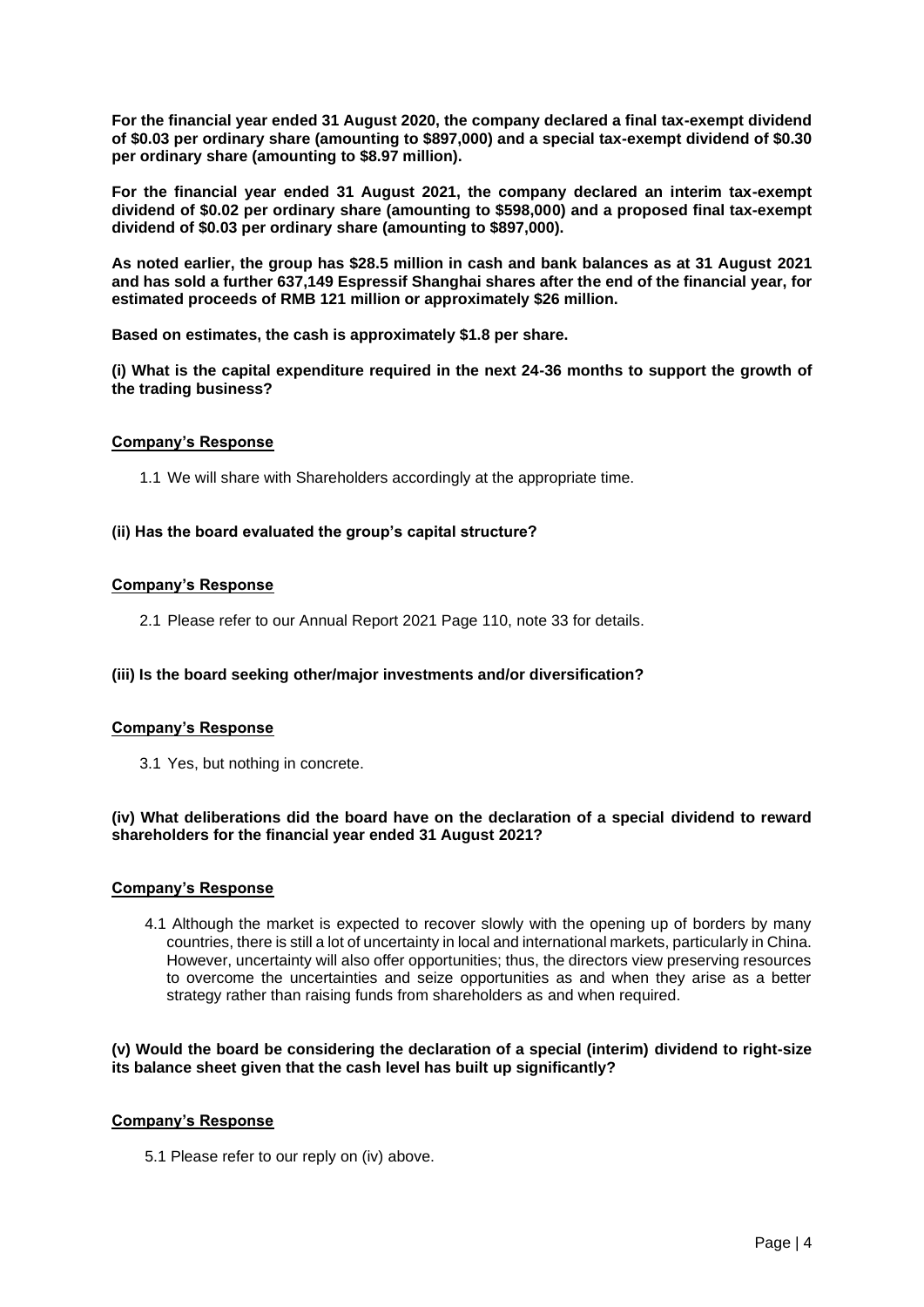**For the financial year ended 31 August 2020, the company declared a final tax-exempt dividend of $0.03 per ordinary share (amounting to $897,000) and a special tax-exempt dividend of $0.30 per ordinary share (amounting to $8.97 million).**

**For the financial year ended 31 August 2021, the company declared an interim tax-exempt dividend of $0.02 per ordinary share (amounting to $598,000) and a proposed final tax-exempt dividend of $0.03 per ordinary share (amounting to $897,000).**

**As noted earlier, the group has $28.5 million in cash and bank balances as at 31 August 2021 and has sold a further 637,149 Espressif Shanghai shares after the end of the financial year, for estimated proceeds of RMB 121 million or approximately $26 million.**

**Based on estimates, the cash is approximately $1.8 per share.**

**(i) What is the capital expenditure required in the next 24-36 months to support the growth of the trading business?**

**Company's Response**

1.1 We will share with Shareholders accordingly at the appropriate time.

**(ii) Has the board evaluated the group's capital structure?**

**Company's Response**

2.1 Please refer to our Annual Report 2021 Page 110, note 33 for details.

**(iii) Is the board seeking other/major investments and/or diversification?**

**Company's Response**

3.1 Yes, but nothing in concrete.

**(iv) What deliberations did the board have on the declaration of a special dividend to reward shareholders for the financial year ended 31 August 2021?**

**Company's Response**

4.1 Although the market is expected to recover slowly with the opening up of borders by many countries, there is still a lot of uncertainty in local and international markets, particularly in China. However, uncertainty will also offer opportunities; thus, the directors view preserving resources to overcome the uncertainties and seize opportunities as and when they arise as a better strategy rather than raising funds from shareholders as and when required.

**(v) Would the board be considering the declaration of a special (interim) dividend to right-size its balance sheet given that the cash level has built up significantly?**

**Company's Response**

5.1 Please refer to our reply on (iv) above.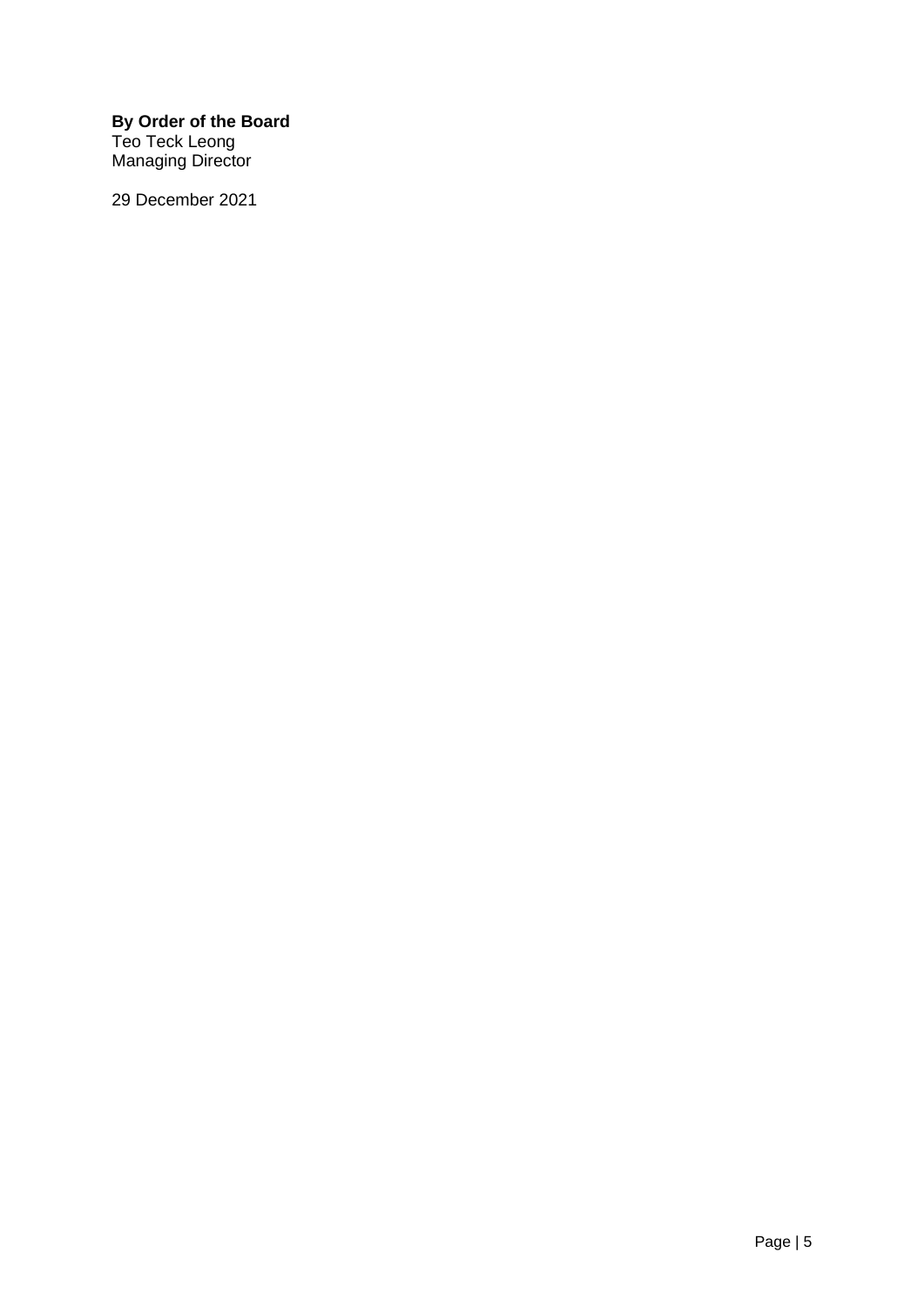**By Order of the Board**
Teo Teck Leong
Managing Director

29 December 2021